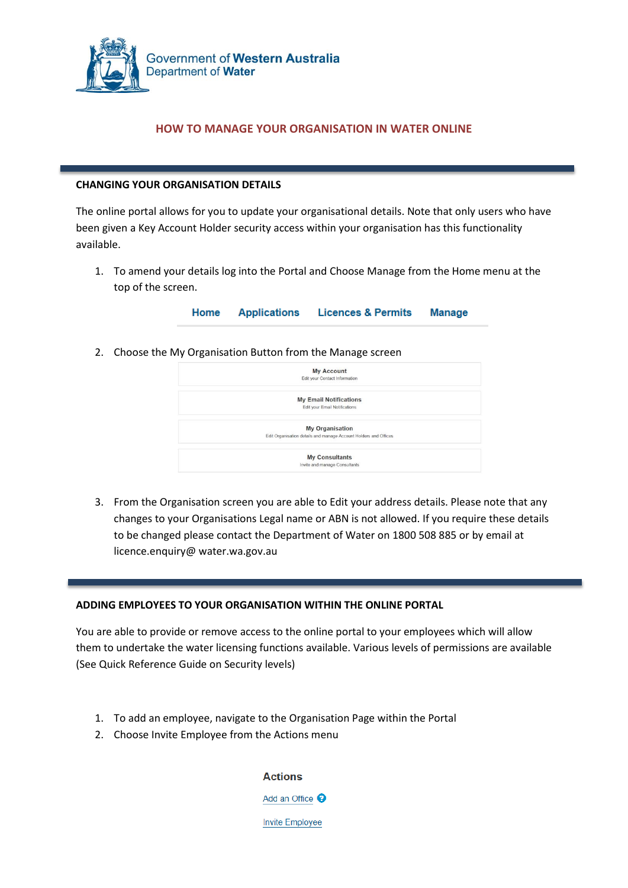Government of Western Australia
Department of Water

# HOW TO MANAGE YOUR ORGANISATION IN WATER ONLINE

## CHANGING YOUR ORGANISATION DETAILS

The online portal allows for you to update your organisational details. Note that only users who have been given a Key Account Holder security access within your organisation has this functionality available.

1. To amend your details log into the Portal and Choose Manage from the Home menu at the top of the screen.

   Home | Applications | Licences & Permits | Manage

2. Choose the My Organisation Button from the Manage screen

   **My Account**
   Edit your Contact Information

   **My Email Notifications**
   Edit your Email Notifications

   **My Organisation**
   Edit Organisation details and manage Account Holders and Offices

   **My Consultants**
   Invite and manage Consultants

3. From the Organisation screen you are able to Edit your address details. Please note that any changes to your Organisations Legal name or ABN is not allowed. If you require these details to be changed please contact the Department of Water on 1800 508 885 or by email at licence.enquiry@ water.wa.gov.au

## ADDING EMPLOYEES TO YOUR ORGANISATION WITHIN THE ONLINE PORTAL

You are able to provide or remove access to the online portal to your employees which will allow them to undertake the water licensing functions available. Various levels of permissions are available (See Quick Reference Guide on Security levels)

1. To add an employee, navigate to the Organisation Page within the Portal
2. Choose Invite Employee from the Actions menu

   **Actions**

   Add an Office

   Invite Employee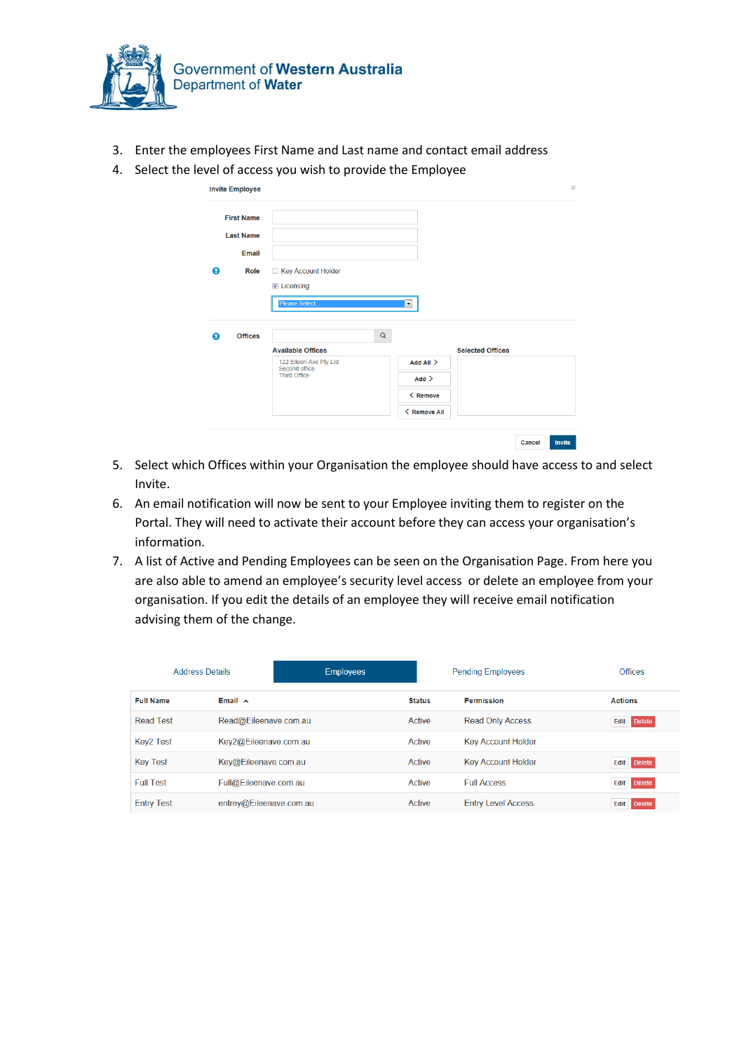3. Enter the employees First Name and Last name and contact email address
4. Select the level of access you wish to provide the Employee

Invite Employee

First Name

Last Name

Email

Role
- Key Account Holder
- Licensing

Please Select...

Offices

Available Offices
- 122 Eileen Ave Pty Ltd
- Second office
- Third Office

Add All >
Add >
< Remove
< Remove All

Selected Offices

Cancel Invite

5. Select which Offices within your Organisation the employee should have access to and select Invite.
6. An email notification will now be sent to your Employee inviting them to register on the Portal. They will need to activate their account before they can access your organisation's information.
7. A list of Active and Pending Employees can be seen on the Organisation Page. From here you are also able to amend an employee's security level access or delete an employee from your organisation. If you edit the details of an employee they will receive email notification advising them of the change.

Address Details | Employees | Pending Employees | Offices

| Full Name | Email | Status | Permission | Actions |
| --- | --- | --- | --- | --- |
| Read Test | Read@Eileenave.com.au | Active | Read Only Access | Edit Delete |
| Key2 Test | Key2@Eileenave.com.au | Active | Key Account Holder | |
| Key Test | Key@Eileenave.com.au | Active | Key Account Holder | Edit Delete |
| Full Test | Full@Eileenave.com.au | Active | Full Access | Edit Delete |
| Entry Test | entrey@Eileenave.com.au | Active | Entry Level Access | Edit Delete |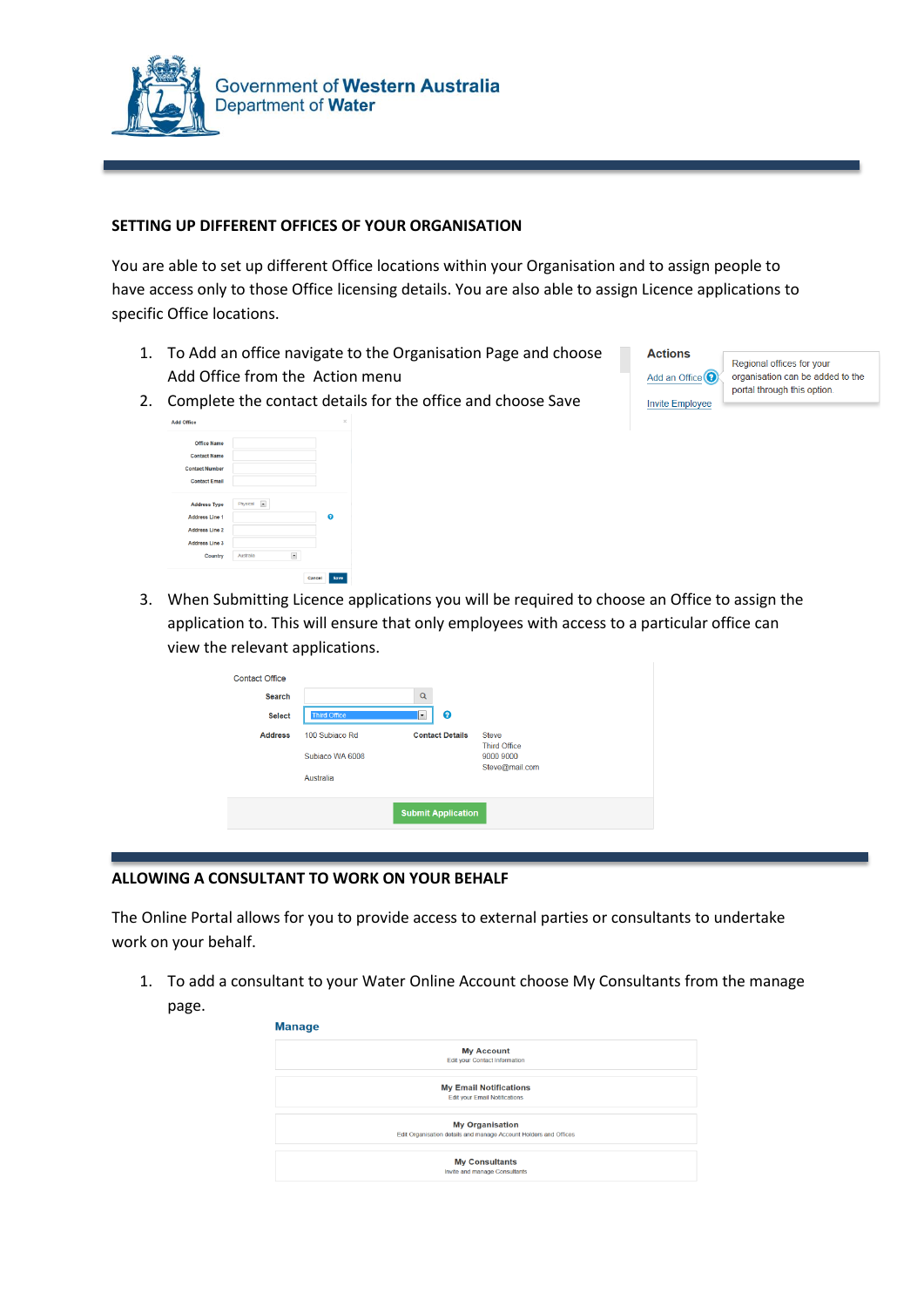Government of Western Australia
Department of Water

## SETTING UP DIFFERENT OFFICES OF YOUR ORGANISATION

You are able to set up different Office locations within your Organisation and to assign people to have access only to those Office licensing details. You are also able to assign Licence applications to specific Office locations.

1. To Add an office navigate to the Organisation Page and choose Add Office from the Action menu
2. Complete the contact details for the office and choose Save

**Actions**

Add an Office

Invite Employee

Regional offices for your organisation can be added to the portal through this option.

Add Office

Office Name

Contact Name

Contact Number

Contact Email

Address Type: Physical

Address Line 1

Address Line 2

Address Line 3

Country: Australia

Cancel | Save

3. When Submitting Licence applications you will be required to choose an Office to assign the application to. This will ensure that only employees with access to a particular office can view the relevant applications.

Contact Office

Search

Select: Third Office

**Address** 100 Subiaco Rd
Subiaco WA 6008
Australia

**Contact Details** Steve
Third Office
9000 9000
Steve@mail.com

Submit Application

## ALLOWING A CONSULTANT TO WORK ON YOUR BEHALF

The Online Portal allows for you to provide access to external parties or consultants to undertake work on your behalf.

1. To add a consultant to your Water Online Account choose My Consultants from the manage page.

**Manage**

**My Account**
Edit your Contact Information

**My Email Notifications**
Edit your Email Notifications

**My Organisation**
Edit Organisation details and manage Account Holders and Offices

**My Consultants**
Invite and manage Consultants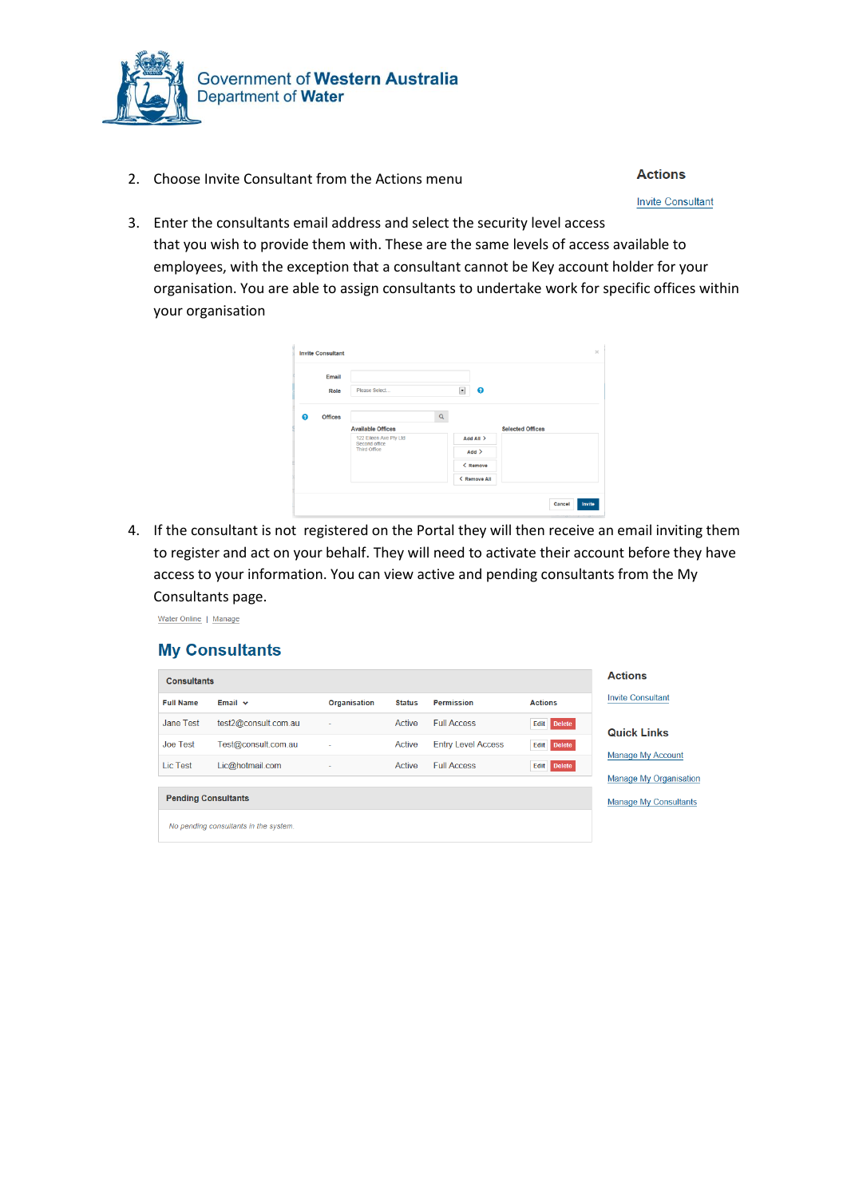Government of Western Australia
Department of Water

2. Choose Invite Consultant from the Actions menu

**Actions**

Invite Consultant

3. Enter the consultants email address and select the security level access that you wish to provide them with. These are the same levels of access available to employees, with the exception that a consultant cannot be Key account holder for your organisation. You are able to assign consultants to undertake work for specific offices within your organisation

Invite Consultant

Email

Role Please Select...

Offices

Available Offices
122 Eileen Ave Pty Ltd
Second office
Third Office

Add All >
Add >
< Remove
< Remove All

Selected Offices

Cancel Invite

4. If the consultant is not registered on the Portal they will then receive an email inviting them to register and act on your behalf. They will need to activate their account before they have access to your information. You can view active and pending consultants from the My Consultants page.

Water Online | Manage

## My Consultants

**Consultants**

| Full Name | Email | Organisation | Status | Permission | Actions |
|---|---|---|---|---|---|
| Jane Test | test2@consult.com.au | - | Active | Full Access | Edit Delete |
| Joe Test | Test@consult.com.au | - | Active | Entry Level Access | Edit Delete |
| Lic Test | Lic@hotmail.com | - | Active | Full Access | Edit Delete |

**Pending Consultants**

*No pending consultants in the system.*

**Actions**

Invite Consultant

**Quick Links**

Manage My Account

Manage My Organisation

Manage My Consultants